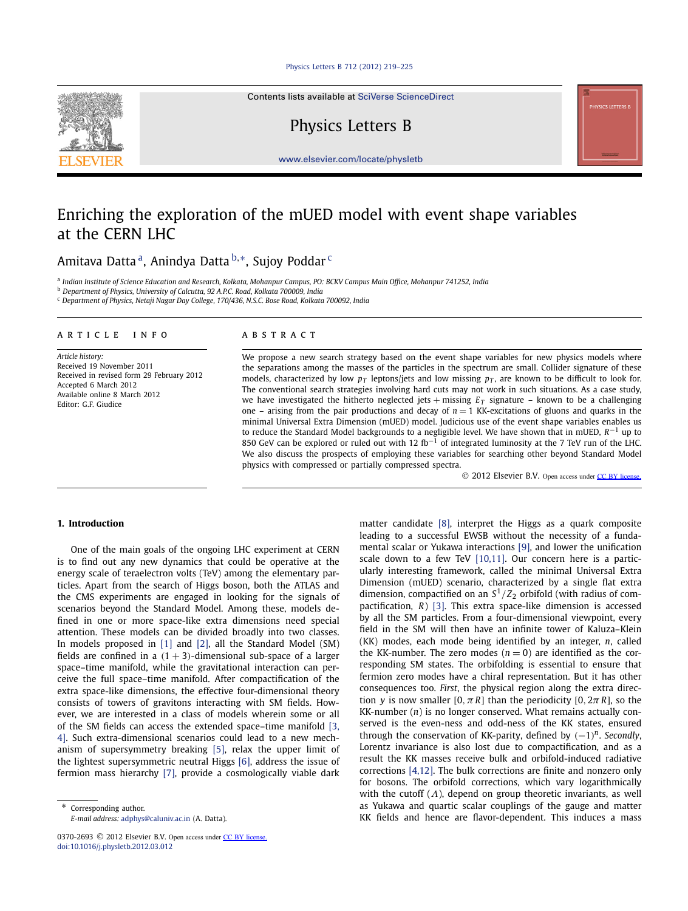# Enriching the exploration of the mUED model with event shape variables at the CERN LHC

Amitava Datta [a], Anindya Datta [b,*], Sujoy Poddar [c]

[a] Indian Institute of Science Education and Research, Kolkata, Mohanpur Campus, PO: BCKV Campus Main Office, Mohanpur 741252, India
[b] Department of Physics, University of Calcutta, 92 A.P.C. Road, Kolkata 700009, India
[c] Department of Physics, Netaji Nagar Day College, 170/436, N.S.C. Bose Road, Kolkata 700092, India

**ARTICLE INFO**

*Article history:*
Received 19 November 2011
Received in revised form 29 February 2012
Accepted 6 March 2012
Available online 8 March 2012
Editor: G.F. Giudice

**ABSTRACT**

We propose a new search strategy based on the event shape variables for new physics models where the separations among the masses of the particles in the spectrum are small. Collider signature of these models, characterized by low $p_T$ leptons/jets and low missing $p_T$, are known to be difficult to look for. The conventional search strategies involving hard cuts may not work in such situations. As a case study, we have investigated the hitherto neglected jets + missing $E_T$ signature – known to be a challenging one – arising from the pair productions and decay of $n = 1$ KK-excitations of gluons and quarks in the minimal Universal Extra Dimension (mUED) model. Judicious use of the event shape variables enables us to reduce the Standard Model backgrounds to a negligible level. We have shown that in mUED, $R^{-1}$ up to 850 GeV can be explored or ruled out with 12 fb$^{-1}$ of integrated luminosity at the 7 TeV run of the LHC. We also discuss the prospects of employing these variables for searching other beyond Standard Model physics with compressed or partially compressed spectra.

© 2012 Elsevier B.V. Open access under CC BY license.

## 1. Introduction

One of the main goals of the ongoing LHC experiment at CERN is to find out any new dynamics that could be operative at the energy scale of teraelectron volts (TeV) among the elementary particles. Apart from the search of Higgs boson, both the ATLAS and the CMS experiments are engaged in looking for the signals of scenarios beyond the Standard Model. Among these, models defined in one or more space-like extra dimensions need special attention. These models can be divided broadly into two classes. In models proposed in [1] and [2], all the Standard Model (SM) fields are confined in a $(1+3)$-dimensional sub-space of a larger space–time manifold, while the gravitational interaction can perceive the full space–time manifold. After compactification of the extra space-like dimensions, the effective four-dimensional theory consists of towers of gravitons interacting with SM fields. However, we are interested in a class of models wherein some or all of the SM fields can access the extended space–time manifold [3,4]. Such extra-dimensional scenarios could lead to a new mechanism of supersymmetry breaking [5], relax the upper limit of the lightest supersymmetric neutral Higgs [6], address the issue of fermion mass hierarchy [7], provide a cosmologically viable dark matter candidate [8], interpret the Higgs as a quark composite leading to a successful EWSB without the necessity of a fundamental scalar or Yukawa interactions [9], and lower the unification scale down to a few TeV [10,11]. Our concern here is a particularly interesting framework, called the minimal Universal Extra Dimension (mUED) scenario, characterized by a single flat extra dimension, compactified on an $S^1/Z_2$ orbifold (with radius of compactification, $R$) [3]. This extra space-like dimension is accessed by all the SM particles. From a four-dimensional viewpoint, every field in the SM will then have an infinite tower of Kaluza–Klein (KK) modes, each mode being identified by an integer, $n$, called the KK-number. The zero modes ($n = 0$) are identified as the corresponding SM states. The orbifolding is essential to ensure that fermion zero modes have a chiral representation. But it has other consequences too. *First*, the physical region along the extra direction $y$ is now smaller $[0, \pi R]$ than the periodicity $[0, 2\pi R]$, so the KK-number ($n$) is no longer conserved. What remains actually conserved is the even-ness and odd-ness of the KK states, ensured through the conservation of KK-parity, defined by $(-1)^n$. *Secondly*, Lorentz invariance is also lost due to compactification, and as a result the KK masses receive bulk and orbifold-induced radiative corrections [4,12]. The bulk corrections are finite and nonzero only for bosons. The orbifold corrections, which vary logarithmically with the cutoff ($\Lambda$), depend on group theoretic invariants, as well as Yukawa and quartic scalar couplings of the gauge and matter KK fields and hence are flavor-dependent. This induces a mass

\* Corresponding author.
*E-mail address:* adphys@caluniv.ac.in (A. Datta).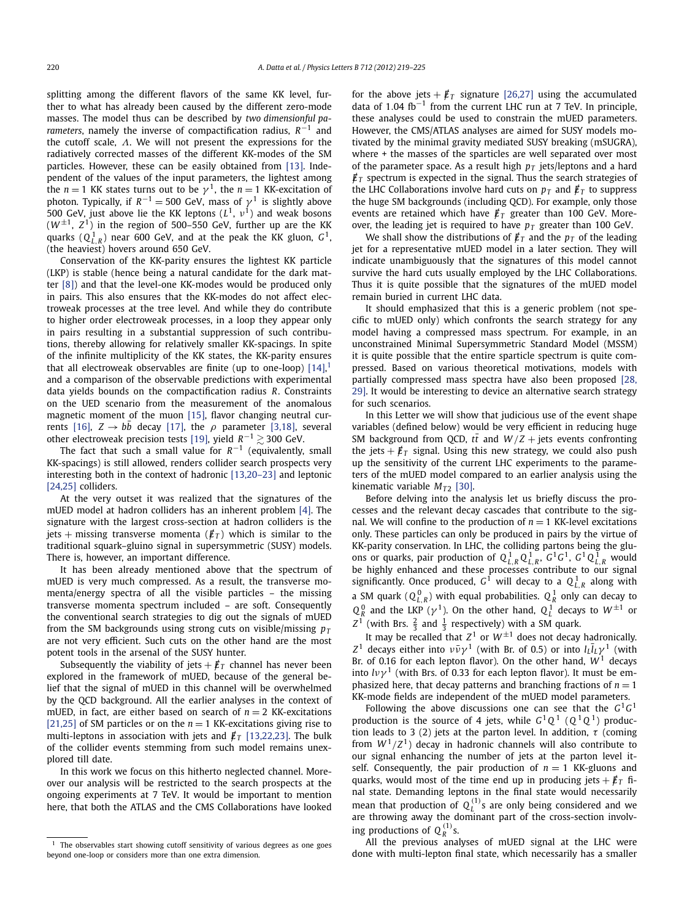splitting among the different flavors of the same KK level, further to what has already been caused by the different zero-mode masses. The model thus can be described by *two dimensionful parameters*, namely the inverse of compactification radius, $R^{-1}$ and the cutoff scale, $\Lambda$. We will not present the expressions for the radiatively corrected masses of the different KK-modes of the SM particles. However, these can be easily obtained from [13]. Independent of the values of the input parameters, the lightest among the $n = 1$ KK states turns out to be $\gamma^1$, the $n = 1$ KK-excitation of photon. Typically, if $R^{-1} = 500$ GeV, mass of $\gamma^1$ is slightly above 500 GeV, just above lie the KK leptons ($L^1$, $\nu^1$) and weak bosons ($W^{\pm 1}$, $Z^1$) in the region of 500–550 GeV, further up are the KK quarks ($Q^1_{L,R}$) near 600 GeV, and at the peak the KK gluon, $G^1$, (the heaviest) hovers around 650 GeV.

Conservation of the KK-parity ensures the lightest KK particle (LKP) is stable (hence being a natural candidate for the dark matter [8]) and that the level-one KK-modes would be produced only in pairs. This also ensures that the KK-modes do not affect electroweak processes at the tree level. And while they do contribute to higher order electroweak processes, in a loop they appear only in pairs resulting in a substantial suppression of such contributions, thereby allowing for relatively smaller KK-spacings. In spite of the infinite multiplicity of the KK states, the KK-parity ensures that all electroweak observables are finite (up to one-loop) [14],[1] and a comparison of the observable predictions with experimental data yields bounds on the compactification radius $R$. Constraints on the UED scenario from the measurement of the anomalous magnetic moment of the muon [15], flavor changing neutral currents [16], $Z \to b\bar{b}$ decay [17], the $\rho$ parameter [3,18], several other electroweak precision tests [19], yield $R^{-1} \gtrsim 300$ GeV.

The fact that such a small value for $R^{-1}$ (equivalently, small KK-spacings) is still allowed, renders collider search prospects very interesting both in the context of hadronic [13,20–23] and leptonic [24,25] colliders.

At the very outset it was realized that the signatures of the mUED model at hadron colliders has an inherent problem [4]. The signature with the largest cross-section at hadron colliders is the jets + missing transverse momenta ($\not\!\!E_T$) which is similar to the traditional squark–gluino signal in supersymmetric (SUSY) models. There is, however, an important difference.

It has been already mentioned above that the spectrum of mUED is very much compressed. As a result, the transverse momenta/energy spectra of all the visible particles – the missing transverse momenta spectrum included – are soft. Consequently the conventional search strategies to dig out the signals of mUED from the SM backgrounds using strong cuts on visible/missing $p_T$ are not very efficient. Such cuts on the other hand are the most potent tools in the arsenal of the SUSY hunter.

Subsequently the viability of jets + $\not\!\!E_T$ channel has never been explored in the framework of mUED, because of the general belief that the signal of mUED in this channel will be overwhelmed by the QCD background. All the earlier analyses in the context of mUED, in fact, are either based on search of $n = 2$ KK-excitations [21,25] of SM particles or on the $n = 1$ KK-excitations giving rise to multi-leptons in association with jets and $\not\!\!E_T$ [13,22,23]. The bulk of the collider events stemming from such model remains unexplored till date.

In this work we focus on this hitherto neglected channel. Moreover our analysis will be restricted to the search prospects at the ongoing experiments at 7 TeV. It would be important to mention here, that both the ATLAS and the CMS Collaborations have looked for the above jets + $\not\!\!E_T$ signature [26,27] using the accumulated data of 1.04 fb$^{-1}$ from the current LHC run at 7 TeV. In principle, these analyses could be used to constrain the mUED parameters. However, the CMS/ATLAS analyses are aimed for SUSY models motivated by the minimal gravity mediated SUSY breaking (mSUGRA), where + the masses of the sparticles are well separated over most of the parameter space. As a result high $p_T$ jets/leptons and a hard $\not\!\!E_T$ spectrum is expected in the signal. Thus the search strategies of the LHC Collaborations involve hard cuts on $p_T$ and $\not\!\!E_T$ to suppress the huge SM backgrounds (including QCD). For example, only those events are retained which have $\not\!\!E_T$ greater than 100 GeV. Moreover, the leading jet is required to have $p_T$ greater than 100 GeV.

We shall show the distributions of $\not\!\!E_T$ and the $p_T$ of the leading jet for a representative mUED model in a later section. They will indicate unambiguously that the signatures of this model cannot survive the hard cuts usually employed by the LHC Collaborations. Thus it is quite possible that the signatures of the mUED model remain buried in current LHC data.

It should emphasized that this is a generic problem (not specific to mUED only) which confronts the search strategy for any model having a compressed mass spectrum. For example, in an unconstrained Minimal Supersymmetric Standard Model (MSSM) it is quite possible that the entire sparticle spectrum is quite compressed. Based on various theoretical motivations, models with partially compressed mass spectra have also been proposed [28, 29]. It would be interesting to device an alternative search strategy for such scenarios.

In this Letter we will show that judicious use of the event shape variables (defined below) would be very efficient in reducing huge SM background from QCD, $t\bar{t}$ and $W/Z$ + jets events confronting the jets + $\not\!\!E_T$ signal. Using this new strategy, we could also push up the sensitivity of the current LHC experiments to the parameters of the mUED model compared to an earlier analysis using the kinematic variable $M_{T2}$ [30].

Before delving into the analysis let us briefly discuss the processes and the relevant decay cascades that contribute to the signal. We will confine to the production of $n = 1$ KK-level excitations only. These particles can only be produced in pairs by the virtue of KK-parity conservation. In LHC, the colliding partons being the gluons or quarks, pair production of $Q^1_{L,R}Q^1_{L,R}$, $G^1G^1$, $G^1Q^1_{L,R}$ would be highly enhanced and these processes contribute to our signal significantly. Once produced, $G^1$ will decay to a $Q^1_{L,R}$ along with a SM quark ($Q^0_{L,R}$) with equal probabilities. $Q^1_R$ only can decay to $Q^0_R$ and the LKP ($\gamma^1$). On the other hand, $Q^1_L$ decays to $W^{\pm 1}$ or $Z^1$ (with Brs. $\frac{2}{3}$ and $\frac{1}{3}$ respectively) with a SM quark.

It may be recalled that $Z^1$ or $W^{\pm 1}$ does not decay hadronically. $Z^1$ decays either into $\nu\bar{\nu}\gamma^1$ (with Br. of 0.5) or into $l_L\bar{l}_L\gamma^1$ (with Br. of 0.16 for each lepton flavor). On the other hand, $W^1$ decays into $l\nu\gamma^1$ (with Brs. of 0.33 for each lepton flavor). It must be emphasized here, that decay patterns and branching fractions of $n = 1$ KK-mode fields are independent of the mUED model parameters.

Following the above discussions one can see that the $G^1G^1$ production is the source of 4 jets, while $G^1Q^1$ ($Q^1Q^1$) production leads to 3 (2) jets at the parton level. In addition, $\tau$ (coming from $W^1/Z^1$) decay in hadronic channels will also contribute to our signal enhancing the number of jets at the parton level itself. Consequently, the pair production of $n = 1$ KK-gluons and quarks, would most of the time end up in producing jets + $\not\!\!E_T$ final state. Demanding leptons in the final state would necessarily mean that production of $Q^{(1)}_L$s are only being considered and we are throwing away the dominant part of the cross-section involving productions of $Q^{(1)}_R$s.

All the previous analyses of mUED signal at the LHC were done with multi-lepton final state, which necessarily has a smaller

[1] The observables start showing cutoff sensitivity of various degrees as one goes beyond one-loop or considers more than one extra dimension.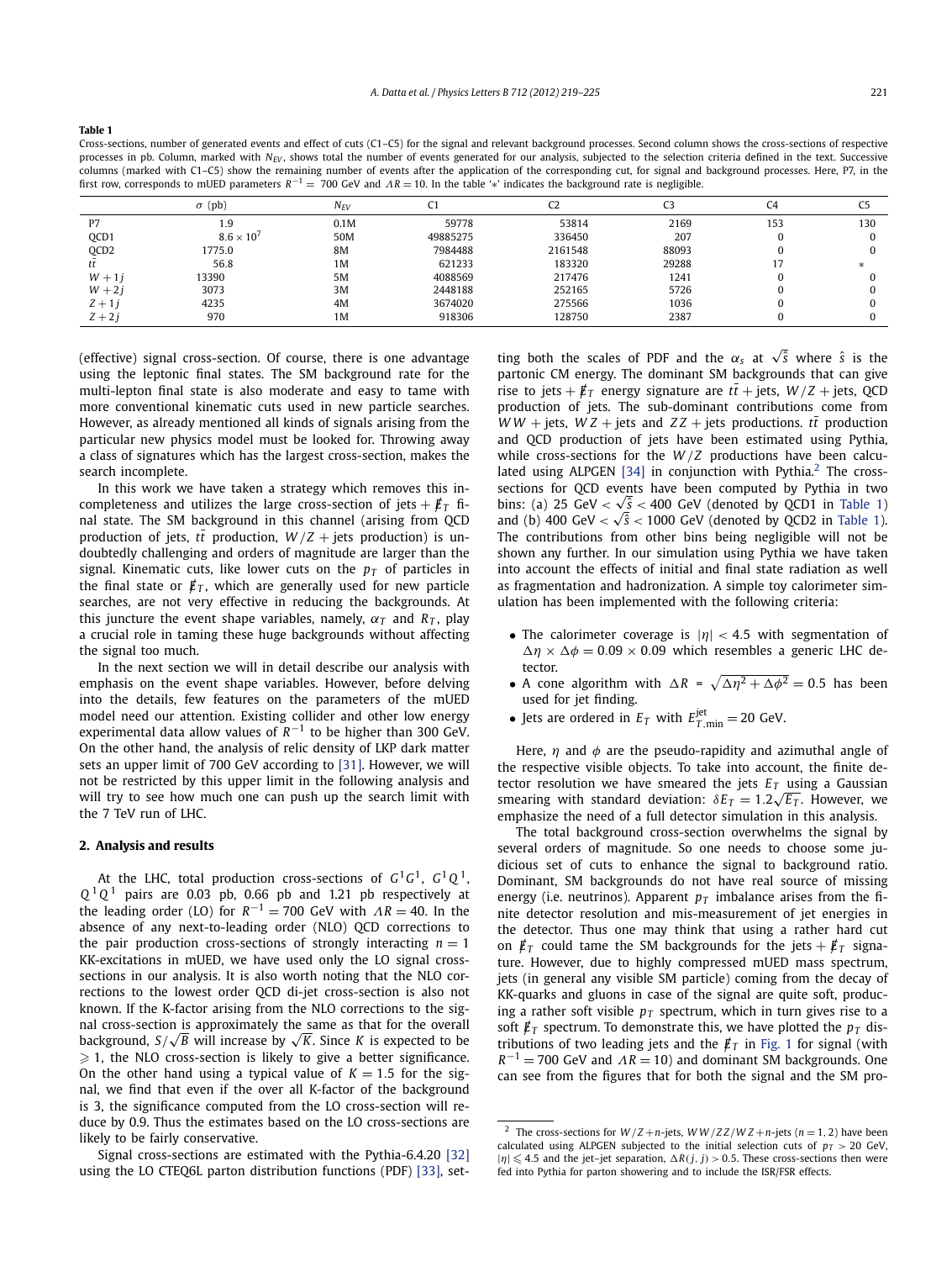**Table 1**

Cross-sections, number of generated events and effect of cuts (C1–C5) for the signal and relevant background processes. Second column shows the cross-sections of respective processes in pb. Column, marked with $N_{EV}$, shows total the number of events generated for our analysis, subjected to the selection criteria defined in the text. Successive columns (marked with C1–C5) show the remaining number of events after the application of the corresponding cut, for signal and background processes. Here, P7, in the first row, corresponds to mUED parameters $R^{-1} = 700$ GeV and $\Lambda R = 10$. In the table '*' indicates the background rate is negligible.

| | $\sigma$ (pb) | $N_{EV}$ | C1 | C2 | C3 | C4 | C5 |
|---|---|---|---|---|---|---|---|
| P7 | 1.9 | 0.1M | 59778 | 53814 | 2169 | 153 | 130 |
| QCD1 | $8.6 \times 10^7$ | 50M | 49885275 | 336450 | 207 | 0 | 0 |
| QCD2 | 1775.0 | 8M | 7984488 | 2161548 | 88093 | 0 | 0 |
| $t\bar{t}$ | 56.8 | 1M | 621233 | 183320 | 29288 | 17 | * |
| $W + 1j$ | 13390 | 5M | 4088569 | 217476 | 1241 | 0 | 0 |
| $W + 2j$ | 3073 | 3M | 2448188 | 252165 | 5726 | 0 | 0 |
| $Z + 1j$ | 4235 | 4M | 3674020 | 275566 | 1036 | 0 | 0 |
| $Z + 2j$ | 970 | 1M | 918306 | 128750 | 2387 | 0 | 0 |

(effective) signal cross-section. Of course, there is one advantage using the leptonic final states. The SM background rate for the multi-lepton final state is also moderate and easy to tame with more conventional kinematic cuts used in new particle searches. However, as already mentioned all kinds of signals arising from the particular new physics model must be looked for. Throwing away a class of signatures which has the largest cross-section, makes the search incomplete.

In this work we have taken a strategy which removes this incompleteness and utilizes the large cross-section of jets + $\not{E}_T$ final state. The SM background in this channel (arising from QCD production of jets, $t\bar{t}$ production, $W/Z$ + jets production) is undoubtedly challenging and orders of magnitude are larger than the signal. Kinematic cuts, like lower cuts on the $p_T$ of particles in the final state or $\not{E}_T$, which are generally used for new particle searches, are not very effective in reducing the backgrounds. At this juncture the event shape variables, namely, $\alpha_T$ and $R_T$, play a crucial role in taming these huge backgrounds without affecting the signal too much.

In the next section we will in detail describe our analysis with emphasis on the event shape variables. However, before delving into the details, few features on the parameters of the mUED model need our attention. Existing collider and other low energy experimental data allow values of $R^{-1}$ to be higher than 300 GeV. On the other hand, the analysis of relic density of LKP dark matter sets an upper limit of 700 GeV according to [31]. However, we will not be restricted by this upper limit in the following analysis and will try to see how much one can push up the search limit with the 7 TeV run of LHC.

## 2. Analysis and results

At the LHC, total production cross-sections of $G^1G^1$, $G^1Q^1$, $Q^1Q^1$ pairs are 0.03 pb, 0.66 pb and 1.21 pb respectively at the leading order (LO) for $R^{-1} = 700$ GeV with $\Lambda R = 40$. In the absence of any next-to-leading order (NLO) QCD corrections to the pair production cross-sections of strongly interacting $n = 1$ KK-excitations in mUED, we have used only the LO signal cross-sections in our analysis. It is also worth noting that the NLO corrections to the lowest order QCD di-jet cross-section is also not known. If the K-factor arising from the NLO corrections to the signal cross-section is approximately the same as that for the overall background, $S/\sqrt{B}$ will increase by $\sqrt{K}$. Since $K$ is expected to be $\geqslant 1$, the NLO cross-section is likely to give a better significance. On the other hand using a typical value of $K = 1.5$ for the signal, we find that even if the over all K-factor of the background is 3, the significance computed from the LO cross-section will reduce by 0.9. Thus the estimates based on the LO cross-sections are likely to be fairly conservative.

Signal cross-sections are estimated with the Pythia-6.4.20 [32] using the LO CTEQ6L parton distribution functions (PDF) [33], setting both the scales of PDF and the $\alpha_s$ at $\sqrt{\hat{s}}$ where $\hat{s}$ is the partonic CM energy. The dominant SM backgrounds that can give rise to jets + $\not{E}_T$ energy signature are $t\bar{t}$ + jets, $W/Z$ + jets, QCD production of jets. The sub-dominant contributions come from $WW$ + jets, $WZ$ + jets and $ZZ$ + jets productions. $t\bar{t}$ production and QCD production of jets have been estimated using Pythia, while cross-sections for the $W/Z$ productions have been calculated using ALPGEN [34] in conjunction with Pythia.[2] The cross-sections for QCD events have been computed by Pythia in two bins: (a) 25 GeV $< \sqrt{\hat{s}} <$ 400 GeV (denoted by QCD1 in Table 1) and (b) 400 GeV $< \sqrt{\hat{s}} <$ 1000 GeV (denoted by QCD2 in Table 1). The contributions from other bins being negligible will not be shown any further. In our simulation using Pythia we have taken into account the effects of initial and final state radiation as well as fragmentation and hadronization. A simple toy calorimeter simulation has been implemented with the following criteria:

- The calorimeter coverage is $|\eta| < 4.5$ with segmentation of $\Delta\eta \times \Delta\phi = 0.09 \times 0.09$ which resembles a generic LHC detector.
- A cone algorithm with $\Delta R = \sqrt{\Delta\eta^2 + \Delta\phi^2} = 0.5$ has been used for jet finding.
- Jets are ordered in $E_T$ with $E_{T,\min}^{\text{jet}} = 20$ GeV.

Here, $\eta$ and $\phi$ are the pseudo-rapidity and azimuthal angle of the respective visible objects. To take into account, the finite detector resolution we have smeared the jets $E_T$ using a Gaussian smearing with standard deviation: $\delta E_T = 1.2\sqrt{E_T}$. However, we emphasize the need of a full detector simulation in this analysis.

The total background cross-section overwhelms the signal by several orders of magnitude. So one needs to choose some judicious set of cuts to enhance the signal to background ratio. Dominant, SM backgrounds do not have real source of missing energy (i.e. neutrinos). Apparent $p_T$ imbalance arises from the finite detector resolution and mis-measurement of jet energies in the detector. Thus one may think that using a rather hard cut on $\not{E}_T$ could tame the SM backgrounds for the jets + $\not{E}_T$ signature. However, due to highly compressed mUED mass spectrum, jets (in general any visible SM particle) coming from the decay of KK-quarks and gluons in case of the signal are quite soft, producing a rather soft visible $p_T$ spectrum, which in turn gives rise to a soft $\not{E}_T$ spectrum. To demonstrate this, we have plotted the $p_T$ distributions of two leading jets and the $\not{E}_T$ in Fig. 1 for signal (with $R^{-1} = 700$ GeV and $\Lambda R = 10$) and dominant SM backgrounds. One can see from the figures that for both the signal and the SM pro-

[2] The cross-sections for $W/Z + n$-jets, $WW/ZZ/WZ + n$-jets ($n = 1, 2$) have been calculated using ALPGEN subjected to the initial selection cuts of $p_T > 20$ GeV, $|\eta| \leqslant 4.5$ and the jet–jet separation, $\Delta R(j, j) > 0.5$. These cross-sections then were fed into Pythia for parton showering and to include the ISR/FSR effects.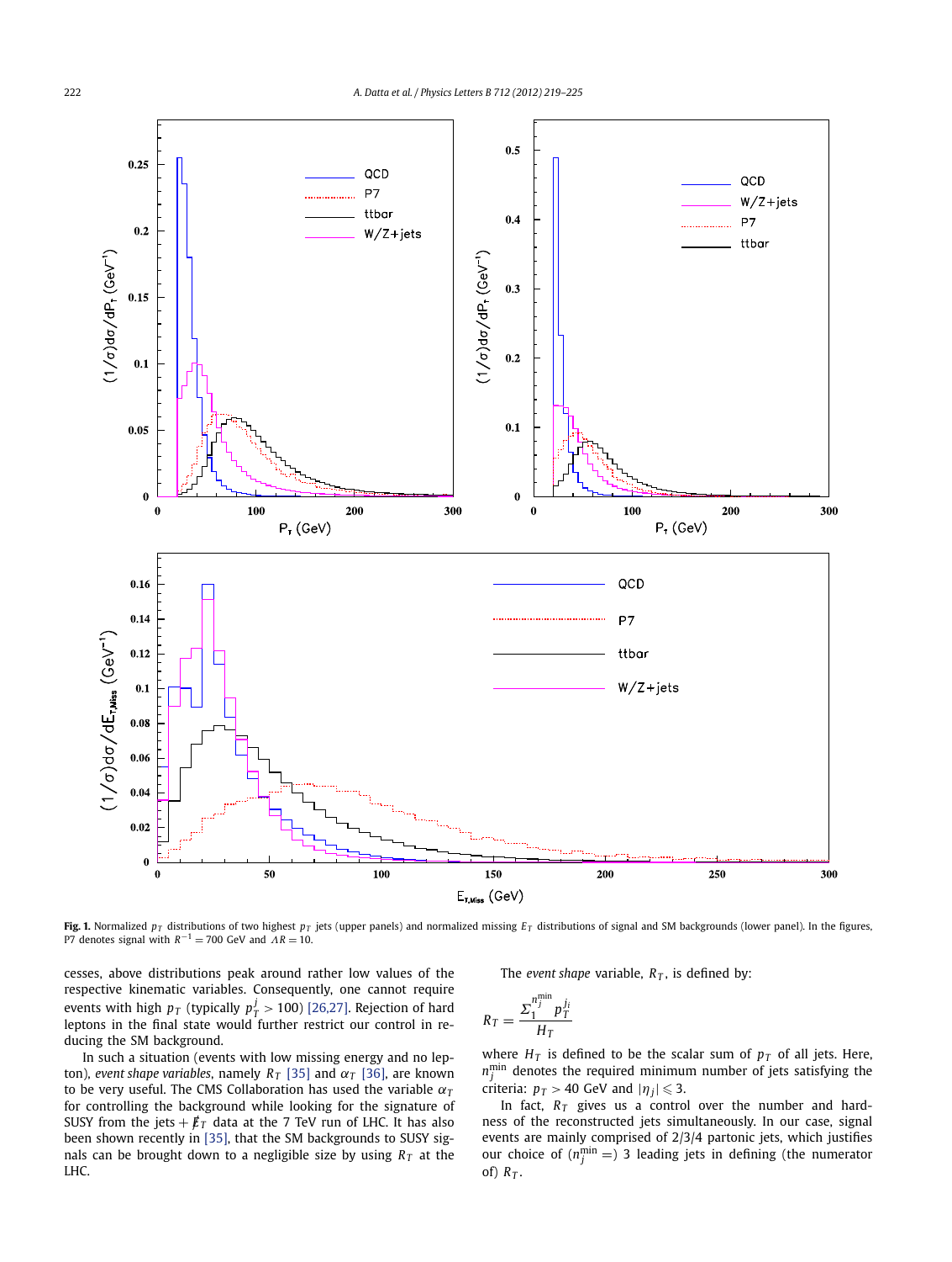**Fig. 1.** Normalized $p_T$ distributions of two highest $p_T$ jets (upper panels) and normalized missing $E_T$ distributions of signal and SM backgrounds (lower panel). In the figures, P7 denotes signal with $R^{-1} = 700$ GeV and $\Lambda R = 10$.

cesses, above distributions peak around rather low values of the respective kinematic variables. Consequently, one cannot require events with high $p_T$ (typically $p_T^j > 100$) [26,27]. Rejection of hard leptons in the final state would further restrict our control in reducing the SM background.

In such a situation (events with low missing energy and no lepton), *event shape variables*, namely $R_T$ [35] and $\alpha_T$ [36], are known to be very useful. The CMS Collaboration has used the variable $\alpha_T$ for controlling the background while looking for the signature of SUSY from the jets + $\not\!\!E_T$ data at the 7 TeV run of LHC. It has also been shown recently in [35], that the SM backgrounds to SUSY signals can be brought down to a negligible size by using $R_T$ at the LHC.

The *event shape* variable, $R_T$, is defined by:

$$R_T = \frac{\Sigma_1^{n_j^{\min}} p_T^{j_i}}{H_T}$$

where $H_T$ is defined to be the scalar sum of $p_T$ of all jets. Here, $n_j^{\min}$ denotes the required minimum number of jets satisfying the criteria: $p_T > 40$ GeV and $|\eta_j| \leqslant 3$.

In fact, $R_T$ gives us a control over the number and hardness of the reconstructed jets simultaneously. In our case, signal events are mainly comprised of 2/3/4 partonic jets, which justifies our choice of ($n_j^{\min} =$) 3 leading jets in defining (the numerator of) $R_T$.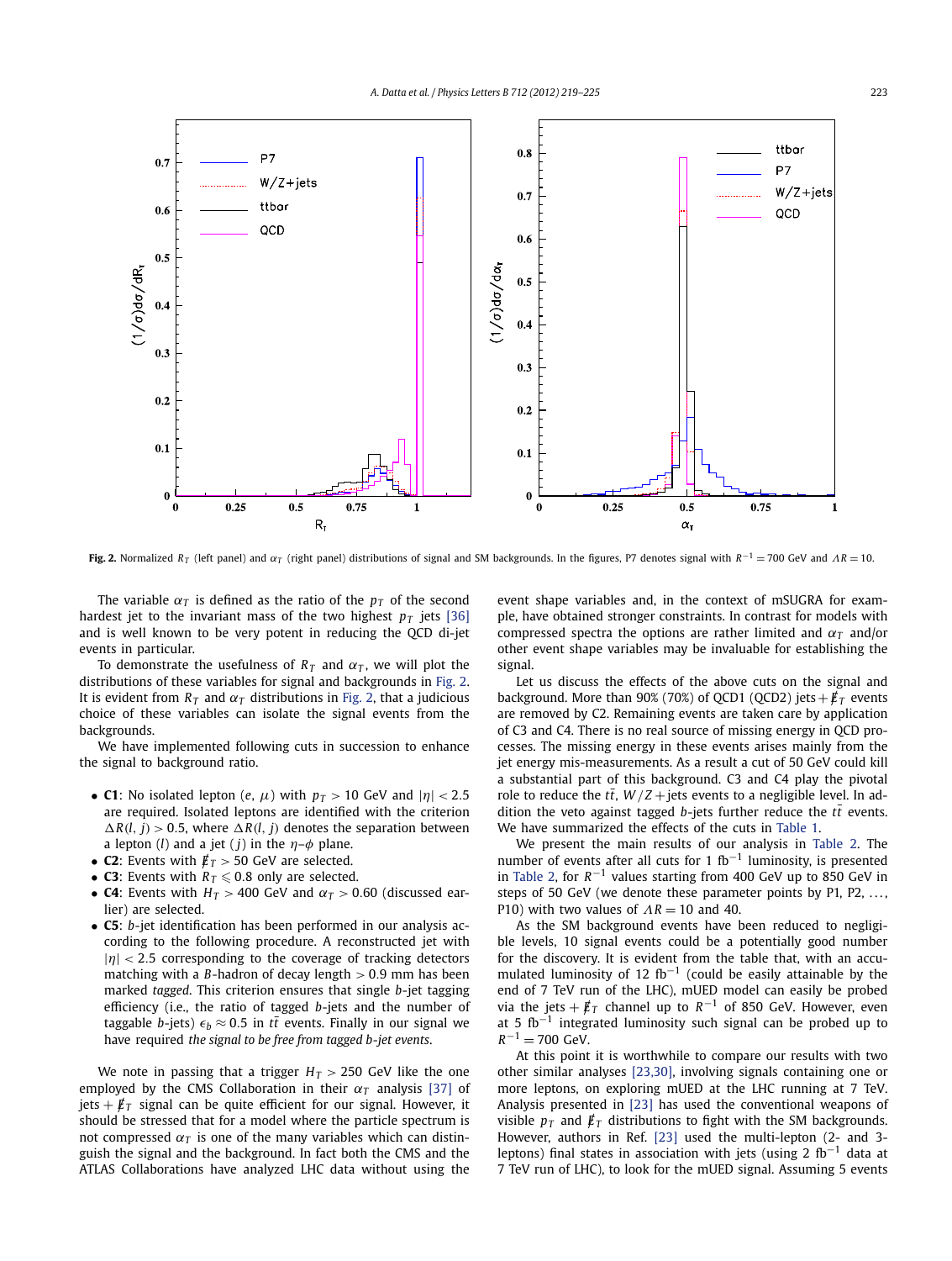**Fig. 2.** Normalized $R_T$ (left panel) and $\alpha_T$ (right panel) distributions of signal and SM backgrounds. In the figures, P7 denotes signal with $R^{-1} = 700$ GeV and $\Lambda R = 10$.

The variable $\alpha_T$ is defined as the ratio of the $p_T$ of the second hardest jet to the invariant mass of the two highest $p_T$ jets [36] and is well known to be very potent in reducing the QCD di-jet events in particular.

To demonstrate the usefulness of $R_T$ and $\alpha_T$, we will plot the distributions of these variables for signal and backgrounds in Fig. 2. It is evident from $R_T$ and $\alpha_T$ distributions in Fig. 2, that a judicious choice of these variables can isolate the signal events from the backgrounds.

We have implemented following cuts in succession to enhance the signal to background ratio.

- **C1**: No isolated lepton ($e$, $\mu$) with $p_T > 10$ GeV and $|\eta| < 2.5$ are required. Isolated leptons are identified with the criterion $\Delta R(l, j) > 0.5$, where $\Delta R(l, j)$ denotes the separation between a lepton ($l$) and a jet ($j$) in the $\eta$–$\phi$ plane.
- **C2**: Events with $\not{E}_T > 50$ GeV are selected.
- **C3**: Events with $R_T \leqslant 0.8$ only are selected.
- **C4**: Events with $H_T > 400$ GeV and $\alpha_T > 0.60$ (discussed earlier) are selected.
- **C5**: $b$-jet identification has been performed in our analysis according to the following procedure. A reconstructed jet with $|\eta| < 2.5$ corresponding to the coverage of tracking detectors matching with a $B$-hadron of decay length $> 0.9$ mm has been marked *tagged*. This criterion ensures that single $b$-jet tagging efficiency (i.e., the ratio of tagged $b$-jets and the number of taggable $b$-jets) $\epsilon_b \approx 0.5$ in $t\bar{t}$ events. Finally in our signal we have required *the signal to be free from tagged b-jet events*.

We note in passing that a trigger $H_T > 250$ GeV like the one employed by the CMS Collaboration in their $\alpha_T$ analysis [37] of jets + $\not{E}_T$ signal can be quite efficient for our signal. However, it should be stressed that for a model where the particle spectrum is not compressed $\alpha_T$ is one of the many variables which can distinguish the signal and the background. In fact both the CMS and the ATLAS Collaborations have analyzed LHC data without using the event shape variables and, in the context of mSUGRA for example, have obtained stronger constraints. In contrast for models with compressed spectra the options are rather limited and $\alpha_T$ and/or other event shape variables may be invaluable for establishing the signal.

Let us discuss the effects of the above cuts on the signal and background. More than 90% (70%) of QCD1 (QCD2) jets + $\not{E}_T$ events are removed by C2. Remaining events are taken care by application of C3 and C4. There is no real source of missing energy in QCD processes. The missing energy in these events arises mainly from the jet energy mis-measurements. As a result a cut of 50 GeV could kill a substantial part of this background. C3 and C4 play the pivotal role to reduce the $t\bar{t}$, $W/Z$ + jets events to a negligible level. In addition the veto against tagged $b$-jets further reduce the $t\bar{t}$ events. We have summarized the effects of the cuts in Table 1.

We present the main results of our analysis in Table 2. The number of events after all cuts for 1 fb$^{-1}$ luminosity, is presented in Table 2, for $R^{-1}$ values starting from 400 GeV up to 850 GeV in steps of 50 GeV (we denote these parameter points by P1, P2, ..., P10) with two values of $\Lambda R = 10$ and 40.

As the SM background events have been reduced to negligible levels, 10 signal events could be a potentially good number for the discovery. It is evident from the table that, with an accumulated luminosity of 12 fb$^{-1}$ (could be easily attainable by the end of 7 TeV run of the LHC), mUED model can easily be probed via the jets + $\not{E}_T$ channel up to $R^{-1}$ of 850 GeV. However, even at 5 fb$^{-1}$ integrated luminosity such signal can be probed up to $R^{-1} = 700$ GeV.

At this point it is worthwhile to compare our results with two other similar analyses [23,30], involving signals containing one or more leptons, on exploring mUED at the LHC running at 7 TeV. Analysis presented in [23] has used the conventional weapons of visible $p_T$ and $\not{E}_T$ distributions to fight with the SM backgrounds. However, authors in Ref. [23] used the multi-lepton (2- and 3-leptons) final states in association with jets (using 2 fb$^{-1}$ data at 7 TeV run of LHC), to look for the mUED signal. Assuming 5 events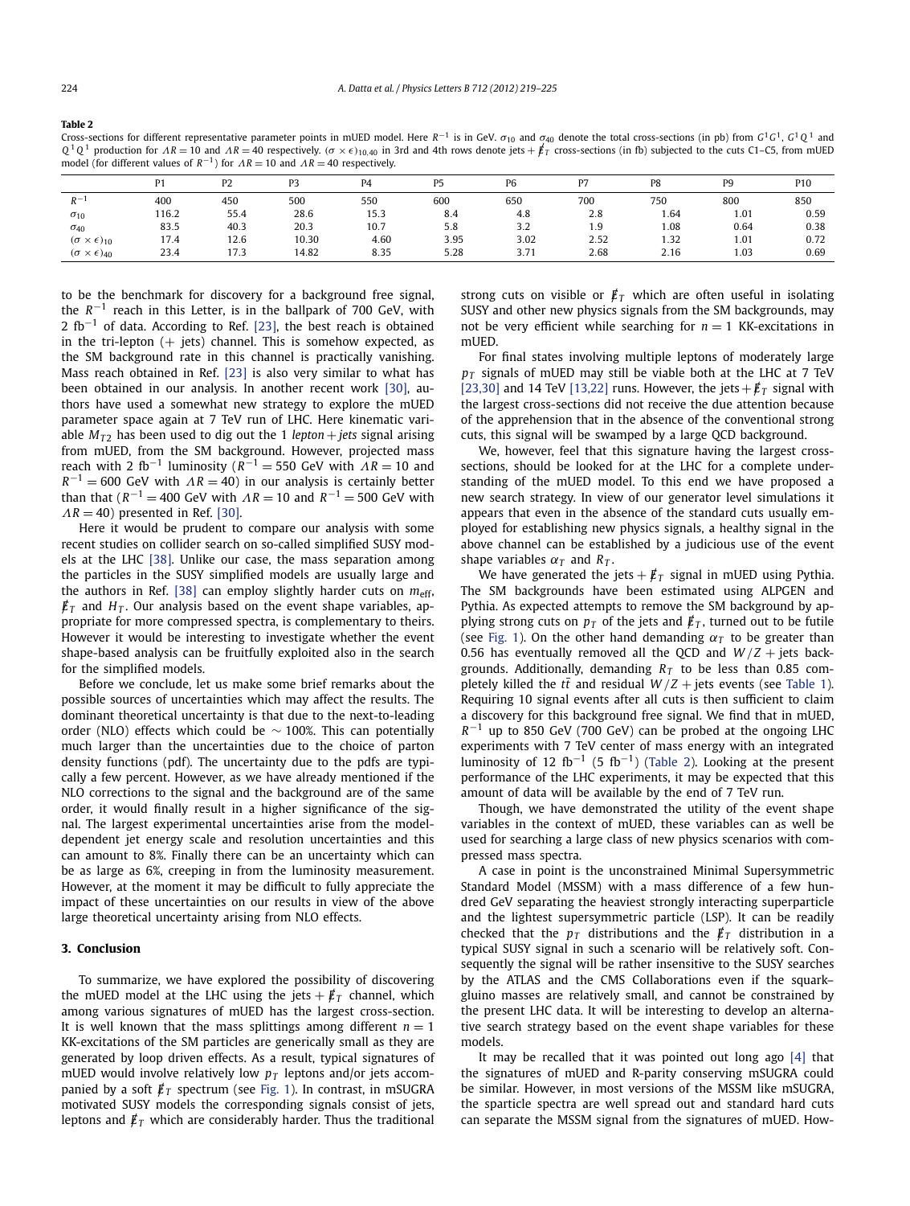**Table 2**
Cross-sections for different representative parameter points in mUED model. Here $R^{-1}$ is in GeV. $\sigma_{10}$ and $\sigma_{40}$ denote the total cross-sections (in pb) from $G^1G^1$, $G^1Q^1$ and $Q^1Q^1$ production for $\Lambda R = 10$ and $\Lambda R = 40$ respectively. $(\sigma \times \epsilon)_{10,40}$ in 3rd and 4th rows denote jets + $\not{E}_T$ cross-sections (in fb) subjected to the cuts C1–C5, from mUED model (for different values of $R^{-1}$) for $\Lambda R = 10$ and $\Lambda R = 40$ respectively.

| | P1 | P2 | P3 | P4 | P5 | P6 | P7 | P8 | P9 | P10 |
|---|---|---|---|---|---|---|---|---|---|---|
| $R^{-1}$ | 400 | 450 | 500 | 550 | 600 | 650 | 700 | 750 | 800 | 850 |
| $\sigma_{10}$ | 116.2 | 55.4 | 28.6 | 15.3 | 8.4 | 4.8 | 2.8 | 1.64 | 1.01 | 0.59 |
| $\sigma_{40}$ | 83.5 | 40.3 | 20.3 | 10.7 | 5.8 | 3.2 | 1.9 | 1.08 | 0.64 | 0.38 |
| $(\sigma \times \epsilon)_{10}$ | 17.4 | 12.6 | 10.30 | 4.60 | 3.95 | 3.02 | 2.52 | 1.32 | 1.01 | 0.72 |
| $(\sigma \times \epsilon)_{40}$ | 23.4 | 17.3 | 14.82 | 8.35 | 5.28 | 3.71 | 2.68 | 2.16 | 1.03 | 0.69 |

to be the benchmark for discovery for a background free signal, the $R^{-1}$ reach in this Letter, is in the ballpark of 700 GeV, with 2 fb$^{-1}$ of data. According to Ref. [23], the best reach is obtained in the tri-lepton (+ jets) channel. This is somehow expected, as the SM background rate in this channel is practically vanishing. Mass reach obtained in Ref. [23] is also very similar to what has been obtained in our analysis. In another recent work [30], authors have used a somewhat new strategy to explore the mUED parameter space again at 7 TeV run of LHC. Here kinematic variable $M_{T2}$ has been used to dig out the 1 *lepton* + *jets* signal arising from mUED, from the SM background. However, projected mass reach with 2 fb$^{-1}$ luminosity ($R^{-1} = 550$ GeV with $\Lambda R = 10$ and $R^{-1} = 600$ GeV with $\Lambda R = 40$) in our analysis is certainly better than that ($R^{-1} = 400$ GeV with $\Lambda R = 10$ and $R^{-1} = 500$ GeV with $\Lambda R = 40$) presented in Ref. [30].

Here it would be prudent to compare our analysis with some recent studies on collider search on so-called simplified SUSY models at the LHC [38]. Unlike our case, the mass separation among the particles in the SUSY simplified models are usually large and the authors in Ref. [38] can employ slightly harder cuts on $m_{\text{eff}}$, $\not{E}_T$ and $H_T$. Our analysis based on the event shape variables, appropriate for more compressed spectra, is complementary to theirs. However it would be interesting to investigate whether the event shape-based analysis can be fruitfully exploited also in the search for the simplified models.

Before we conclude, let us make some brief remarks about the possible sources of uncertainties which may affect the results. The dominant theoretical uncertainty is that due to the next-to-leading order (NLO) effects which could be $\sim 100\%$. This can potentially much larger than the uncertainties due to the choice of parton density functions (pdf). The uncertainty due to the pdfs are typically a few percent. However, as we have already mentioned if the NLO corrections to the signal and the background are of the same order, it would finally result in a higher significance of the signal. The largest experimental uncertainties arise from the model-dependent jet energy scale and resolution uncertainties and this can amount to 8%. Finally there can be an uncertainty which can be as large as 6%, creeping in from the luminosity measurement. However, at the moment it may be difficult to fully appreciate the impact of these uncertainties on our results in view of the above large theoretical uncertainty arising from NLO effects.

## 3. Conclusion

To summarize, we have explored the possibility of discovering the mUED model at the LHC using the jets + $\not{E}_T$ channel, which among various signatures of mUED has the largest cross-section. It is well known that the mass splittings among different $n = 1$ KK-excitations of the SM particles are generically small as they are generated by loop driven effects. As a result, typical signatures of mUED would involve relatively low $p_T$ leptons and/or jets accompanied by a soft $\not{E}_T$ spectrum (see Fig. 1). In contrast, in mSUGRA motivated SUSY models the corresponding signals consist of jets, leptons and $\not{E}_T$ which are considerably harder. Thus the traditional strong cuts on visible or $\not{E}_T$ which are often useful in isolating SUSY and other new physics signals from the SM backgrounds, may not be very efficient while searching for $n = 1$ KK-excitations in mUED.

For final states involving multiple leptons of moderately large $p_T$ signals of mUED may still be viable both at the LHC at 7 TeV [23,30] and 14 TeV [13,22] runs. However, the jets + $\not{E}_T$ signal with the largest cross-sections did not receive the due attention because of the apprehension that in the absence of the conventional strong cuts, this signal will be swamped by a large QCD background.

We, however, feel that this signature having the largest cross-sections, should be looked for at the LHC for a complete understanding of the mUED model. To this end we have proposed a new search strategy. In view of our generator level simulations it appears that even in the absence of the standard cuts usually employed for establishing new physics signals, a healthy signal in the above channel can be established by a judicious use of the event shape variables $\alpha_T$ and $R_T$.

We have generated the jets + $\not{E}_T$ signal in mUED using Pythia. The SM backgrounds have been estimated using ALPGEN and Pythia. As expected attempts to remove the SM background by applying strong cuts on $p_T$ of the jets and $\not{E}_T$, turned out to be futile (see Fig. 1). On the other hand demanding $\alpha_T$ to be greater than 0.56 has eventually removed all the QCD and $W/Z$ + jets backgrounds. Additionally, demanding $R_T$ to be less than 0.85 completely killed the $t\bar{t}$ and residual $W/Z$ + jets events (see Table 1). Requiring 10 signal events after all cuts is then sufficient to claim a discovery for this background free signal. We find that in mUED, $R^{-1}$ up to 850 GeV (700 GeV) can be probed at the ongoing LHC experiments with 7 TeV center of mass energy with an integrated luminosity of 12 fb$^{-1}$ (5 fb$^{-1}$) (Table 2). Looking at the present performance of the LHC experiments, it may be expected that this amount of data will be available by the end of 7 TeV run.

Though, we have demonstrated the utility of the event shape variables in the context of mUED, these variables can as well be used for searching a large class of new physics scenarios with compressed mass spectra.

A case in point is the unconstrained Minimal Supersymmetric Standard Model (MSSM) with a mass difference of a few hundred GeV separating the heaviest strongly interacting superparticle and the lightest supersymmetric particle (LSP). It can be readily checked that the $p_T$ distributions and the $\not{E}_T$ distribution in a typical SUSY signal in such a scenario will be relatively soft. Consequently the signal will be rather insensitive to the SUSY searches by the ATLAS and the CMS Collaborations even if the squark–gluino masses are relatively small, and cannot be constrained by the present LHC data. It will be interesting to develop an alternative search strategy based on the event shape variables for these models.

It may be recalled that it was pointed out long ago [4] that the signatures of mUED and R-parity conserving mSUGRA could be similar. However, in most versions of the MSSM like mSUGRA, the sparticle spectra are well spread out and standard hard cuts can separate the MSSM signal from the signatures of mUED. How-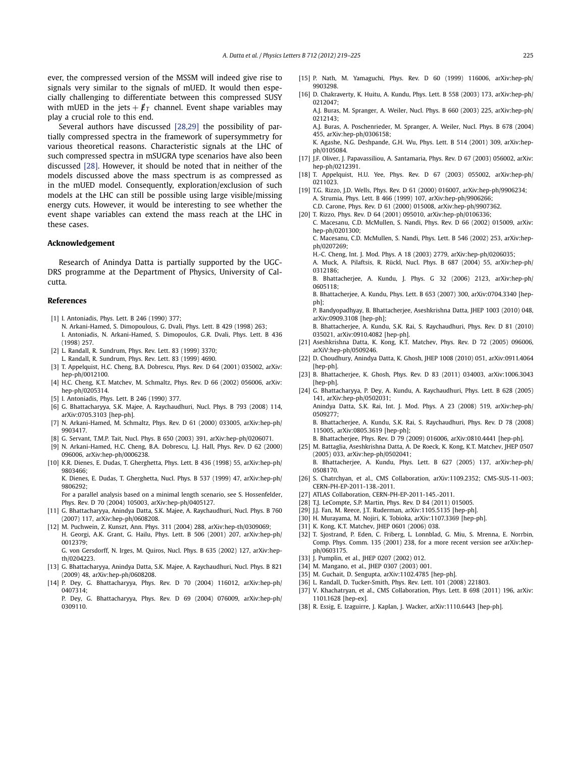ever, the compressed version of the MSSM will indeed give rise to signals very similar to the signals of mUED. It would then especially challenging to differentiate between this compressed SUSY with mUED in the jets $+ \not{E}_T$ channel. Event shape variables may play a crucial role to this end.

Several authors have discussed [28,29] the possibility of partially compressed spectra in the framework of supersymmetry for various theoretical reasons. Characteristic signals at the LHC of such compressed spectra in mSUGRA type scenarios have also been discussed [28]. However, it should be noted that in neither of the models discussed above the mass spectrum is as compressed as in the mUED model. Consequently, exploration/exclusion of such models at the LHC can still be possible using large visible/missing energy cuts. However, it would be interesting to see whether the event shape variables can extend the mass reach at the LHC in these cases.

## Acknowledgement

Research of Anindya Datta is partially supported by the UGC-DRS programme at the Department of Physics, University of Calcutta.

## References

[1] I. Antoniadis, Phys. Lett. B 246 (1990) 377;
N. Arkani-Hamed, S. Dimopoulous, G. Dvali, Phys. Lett. B 429 (1998) 263;
I. Antoniadis, N. Arkani-Hamed, S. Dimopoulos, G.R. Dvali, Phys. Lett. B 436 (1998) 257.

[2] L. Randall, R. Sundrum, Phys. Rev. Lett. 83 (1999) 3370;
L. Randall, R. Sundrum, Phys. Rev. Lett. 83 (1999) 4690.

[3] T. Appelquist, H.C. Cheng, B.A. Dobrescu, Phys. Rev. D 64 (2001) 035002, arXiv:hep-ph/0012100.

[4] H.C. Cheng, K.T. Matchev, M. Schmaltz, Phys. Rev. D 66 (2002) 056006, arXiv:hep-ph/0205314.

[5] I. Antoniadis, Phys. Lett. B 246 (1990) 377.

[6] G. Bhattacharyya, S.K. Majee, A. Raychaudhuri, Nucl. Phys. B 793 (2008) 114, arXiv:0705.3103 [hep-ph].

[7] N. Arkani-Hamed, M. Schmaltz, Phys. Rev. D 61 (2000) 033005, arXiv:hep-ph/9903417.

[8] G. Servant, T.M.P. Tait, Nucl. Phys. B 650 (2003) 391, arXiv:hep-ph/0206071.

[9] N. Arkani-Hamed, H.C. Cheng, B.A. Dobrescu, L.J. Hall, Phys. Rev. D 62 (2000) 096006, arXiv:hep-ph/0006238.

[10] K.R. Dienes, E. Dudas, T. Gherghetta, Phys. Lett. B 436 (1998) 55, arXiv:hep-ph/9803466;
K. Dienes, E. Dudas, T. Gherghetta, Nucl. Phys. B 537 (1999) 47, arXiv:hep-ph/9806292;
For a parallel analysis based on a minimal length scenario, see S. Hossenfelder, Phys. Rev. D 70 (2004) 105003, arXiv:hep-ph/0405127.

[11] G. Bhattacharyya, Anindya Datta, S.K. Majee, A. Raychaudhuri, Nucl. Phys. B 760 (2007) 117, arXiv:hep-ph/0608208.

[12] M. Puchwein, Z. Kunszt, Ann. Phys. 311 (2004) 288, arXiv:hep-th/0309069;
H. Georgi, A.K. Grant, G. Hailu, Phys. Lett. B 506 (2001) 207, arXiv:hep-ph/0012379;
G. von Gersdorff, N. Irges, M. Quiros, Nucl. Phys. B 635 (2002) 127, arXiv:hep-th/0204223.

[13] G. Bhattacharyya, Anindya Datta, S.K. Majee, A. Raychaudhuri, Nucl. Phys. B 821 (2009) 48, arXiv:hep-ph/0608208.

[14] P. Dey, G. Bhattacharyya, Phys. Rev. D 70 (2004) 116012, arXiv:hep-ph/0407314;
P. Dey, G. Bhattacharyya, Phys. Rev. D 69 (2004) 076009, arXiv:hep-ph/0309110.

[15] P. Nath, M. Yamaguchi, Phys. Rev. D 60 (1999) 116006, arXiv:hep-ph/9903298.

[16] D. Chakraverty, K. Huitu, A. Kundu, Phys. Lett. B 558 (2003) 173, arXiv:hep-ph/0212047;
A.J. Buras, M. Spranger, A. Weiler, Nucl. Phys. B 660 (2003) 225, arXiv:hep-ph/0212143;
A.J. Buras, A. Poschenrieder, M. Spranger, A. Weiler, Nucl. Phys. B 678 (2004) 455, arXiv:hep-ph/0306158;
K. Agashe, N.G. Deshpande, G.H. Wu, Phys. Lett. B 514 (2001) 309, arXiv:hep-ph/0105084.

[17] J.F. Oliver, J. Papavassiliou, A. Santamaria, Phys. Rev. D 67 (2003) 056002, arXiv:hep-ph/0212391.

[18] T. Appelquist, H.U. Yee, Phys. Rev. D 67 (2003) 055002, arXiv:hep-ph/0211023.

[19] T.G. Rizzo, J.D. Wells, Phys. Rev. D 61 (2000) 016007, arXiv:hep-ph/9906234;
A. Strumia, Phys. Lett. B 466 (1999) 107, arXiv:hep-ph/9906266;
C.D. Carone, Phys. Rev. D 61 (2000) 015008, arXiv:hep-ph/9907362.

[20] T. Rizzo, Phys. Rev. D 64 (2001) 095010, arXiv:hep-ph/0106336;
C. Macesanu, C.D. McMullen, S. Nandi, Phys. Rev. D 66 (2002) 015009, arXiv:hep-ph/0201300;
C. Macesanu, C.D. McMullen, S. Nandi, Phys. Lett. B 546 (2002) 253, arXiv:hep-ph/0207269;
H.-C. Cheng, Int. J. Mod. Phys. A 18 (2003) 2779, arXiv:hep-ph/0206035;
A. Muck, A. Pilaftsis, R. Rückl, Nucl. Phys. B 687 (2004) 55, arXiv:hep-ph/0312186;
B. Bhattacherjee, A. Kundu, J. Phys. G 32 (2006) 2123, arXiv:hep-ph/0605118;
B. Bhattacherjee, A. Kundu, Phys. Lett. B 653 (2007) 300, arXiv:0704.3340 [hep-ph];
P. Bandyopadhyay, B. Bhattacherjee, Aseshkrishna Datta, JHEP 1003 (2010) 048, arXiv:0909.3108 [hep-ph];
B. Bhattacherjee, A. Kundu, S.K. Rai, S. Raychaudhuri, Phys. Rev. D 81 (2010) 035021, arXiv:0910.4082 [hep-ph].

[21] Aseshkrishna Datta, K. Kong, K.T. Matchev, Phys. Rev. D 72 (2005) 096006, arXiV:hep-ph/0509246.

[22] D. Choudhury, Anindya Datta, K. Ghosh, JHEP 1008 (2010) 051, arXiv:0911.4064 [hep-ph].

[23] B. Bhattacherjee, K. Ghosh, Phys. Rev. D 83 (2011) 034003, arXiv:1006.3043 [hep-ph].

[24] G. Bhattacharyya, P. Dey, A. Kundu, A. Raychaudhuri, Phys. Lett. B 628 (2005) 141, arXiv:hep-ph/0502031;
Anindya Datta, S.K. Rai, Int. J. Mod. Phys. A 23 (2008) 519, arXiv:hep-ph/0509277;
B. Bhattacherjee, A. Kundu, S.K. Rai, S. Raychaudhuri, Phys. Rev. D 78 (2008) 115005, arXiv:0805.3619 [hep-ph];
B. Bhattacherjee, Phys. Rev. D 79 (2009) 016006, arXiv:0810.4441 [hep-ph].

[25] M. Battaglia, Aseshkrishna Datta, A. De Roeck, K. Kong, K.T. Matchev, JHEP 0507 (2005) 033, arXiv:hep-ph/0502041;
B. Bhattacherjee, A. Kundu, Phys. Lett. B 627 (2005) 137, arXiv:hep-ph/0508170.

[26] S. Chatrchyan, et al., CMS Collaboration, arXiv:1109.2352; CMS-SUS-11-003; CERN-PH-EP-2011-138.-2011.

[27] ATLAS Collaboration, CERN-PH-EP-2011-145.-2011.

[28] T.J. LeCompte, S.P. Martin, Phys. Rev. D 84 (2011) 015005.

[29] J.J. Fan, M. Reece, J.T. Ruderman, arXiv:1105.5135 [hep-ph].

[30] H. Murayama, M. Nojiri, K. Tobioka, arXiv:1107.3369 [hep-ph].

[31] K. Kong, K.T. Matchev, JHEP 0601 (2006) 038.

[32] T. Sjostrand, P. Eden, C. Friberg, L. Lonnblad, G. Miu, S. Mrenna, E. Norrbin, Comp. Phys. Comm. 135 (2001) 238, for a more recent version see arXiv:hep-ph/0603175.

[33] J. Pumplin, et al., JHEP 0207 (2002) 012.

[34] M. Mangano, et al., JHEP 0307 (2003) 001.

[35] M. Guchait, D. Sengupta, arXiv:1102.4785 [hep-ph].

[36] L. Randall, D. Tucker-Smith, Phys. Rev. Lett. 101 (2008) 221803.

[37] V. Khachatryan, et al., CMS Collaboration, Phys. Lett. B 698 (2011) 196, arXiv:1101.1628 [hep-ex].

[38] R. Essig, E. Izaguirre, J. Kaplan, J. Wacker, arXiv:1110.6443 [hep-ph].